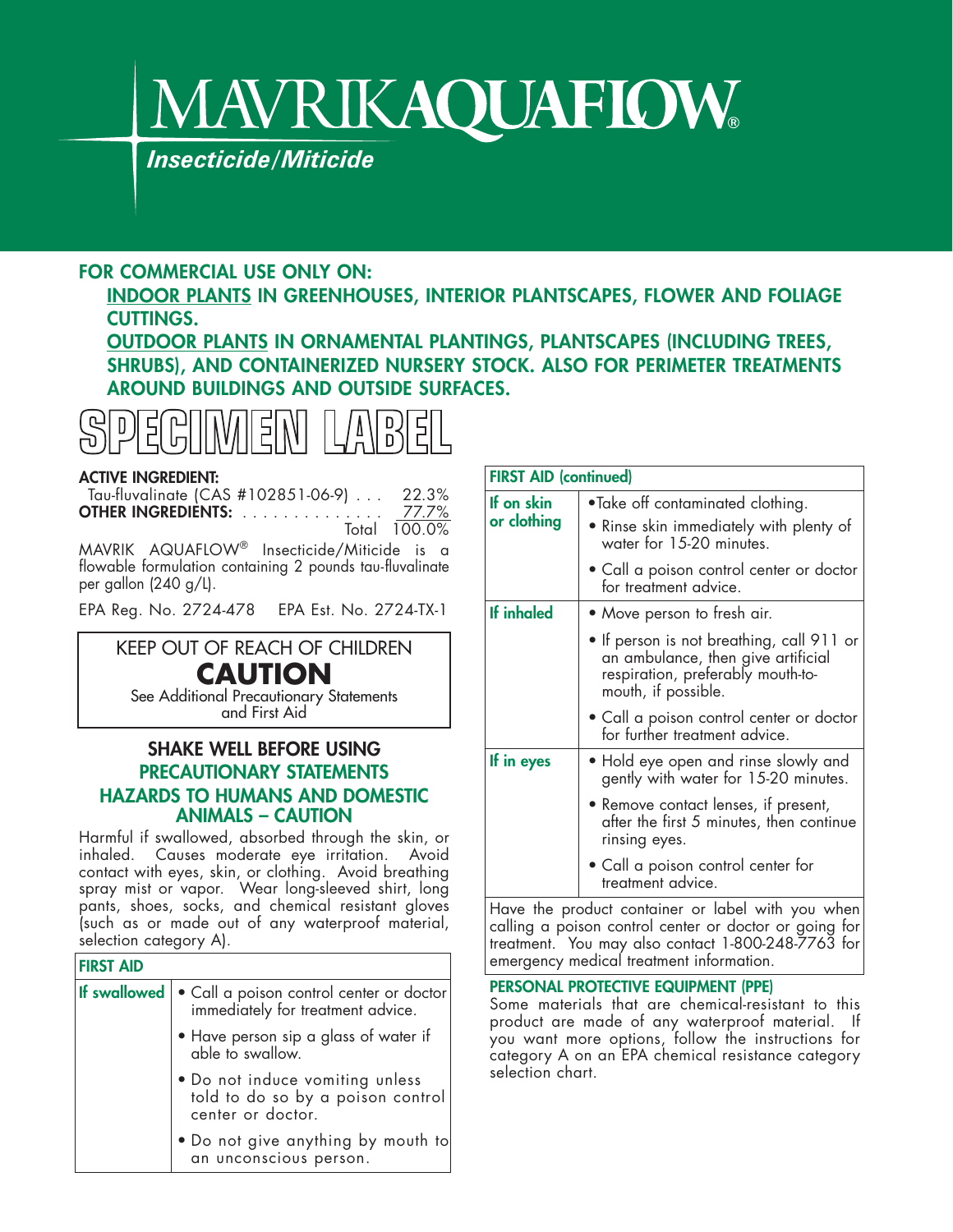# MAVRIKAQUAFLOW®

*Insecticide/Miticide*

**FOR COMMERCIAL USE ONLY ON:**

**INDOOR PLANTS IN GREENHOUSES, INTERIOR PLANTSCAPES, FLOWER AND FOLIAGE CUTTINGS.**

**OUTDOOR PLANTS IN ORNAMENTAL PLANTINGS, PLANTSCAPES (INCLUDING TREES, SHRUBS), AND CONTAINERIZED NURSERY STOCK. ALSO FOR PERIMETER TREATMENTS AROUND BUILDINGS AND OUTSIDE SURFACES.**

# SPECIMEN LABEL

**ACTIVE INGREDIENT:**

| | |
|---|---|
| Tau-fluvalinate (CAS #102851-06-9) | 22.3% |
| **OTHER INGREDIENTS:** | 77.7% |
| Total | 100.0% |

MAVRIK AQUAFLOW® Insecticide/Miticide is a flowable formulation containing 2 pounds tau-fluvalinate per gallon (240 g/L).

EPA Reg. No. 2724-478 EPA Est. No. 2724-TX-1

**KEEP OUT OF REACH OF CHILDREN**

**CAUTION**

See Additional Precautionary Statements and First Aid

**SHAKE WELL BEFORE USING**

## PRECAUTIONARY STATEMENTS

### HAZARDS TO HUMANS AND DOMESTIC ANIMALS – CAUTION

Harmful if swallowed, absorbed through the skin, or inhaled. Causes moderate eye irritation. Avoid contact with eyes, skin, or clothing. Avoid breathing spray mist or vapor. Wear long-sleeved shirt, long pants, shoes, socks, and chemical resistant gloves (such as or made out of any waterproof material, selection category A).

| FIRST AID | |
|---|---|
| **If swallowed** | • Call a poison control center or doctor immediately for treatment advice.<br>• Have person sip a glass of water if able to swallow.<br>• Do not induce vomiting unless told to do so by a poison control center or doctor.<br>• Do not give anything by mouth to an unconscious person. |
| **If on skin or clothing** | • Take off contaminated clothing.<br>• Rinse skin immediately with plenty of water for 15-20 minutes.<br>• Call a poison control center or doctor for treatment advice. |
| **If inhaled** | • Move person to fresh air.<br>• If person is not breathing, call 911 or an ambulance, then give artificial respiration, preferably mouth-to-mouth, if possible.<br>• Call a poison control center or doctor for further treatment advice. |
| **If in eyes** | • Hold eye open and rinse slowly and gently with water for 15-20 minutes.<br>• Remove contact lenses, if present, after the first 5 minutes, then continue rinsing eyes.<br>• Call a poison control center for treatment advice. |

Have the product container or label with you when calling a poison control center or doctor or going for treatment. You may also contact 1-800-248-7763 for emergency medical treatment information.

### PERSONAL PROTECTIVE EQUIPMENT (PPE)

Some materials that are chemical-resistant to this product are made of any waterproof material. If you want more options, follow the instructions for category A on an EPA chemical resistance category selection chart.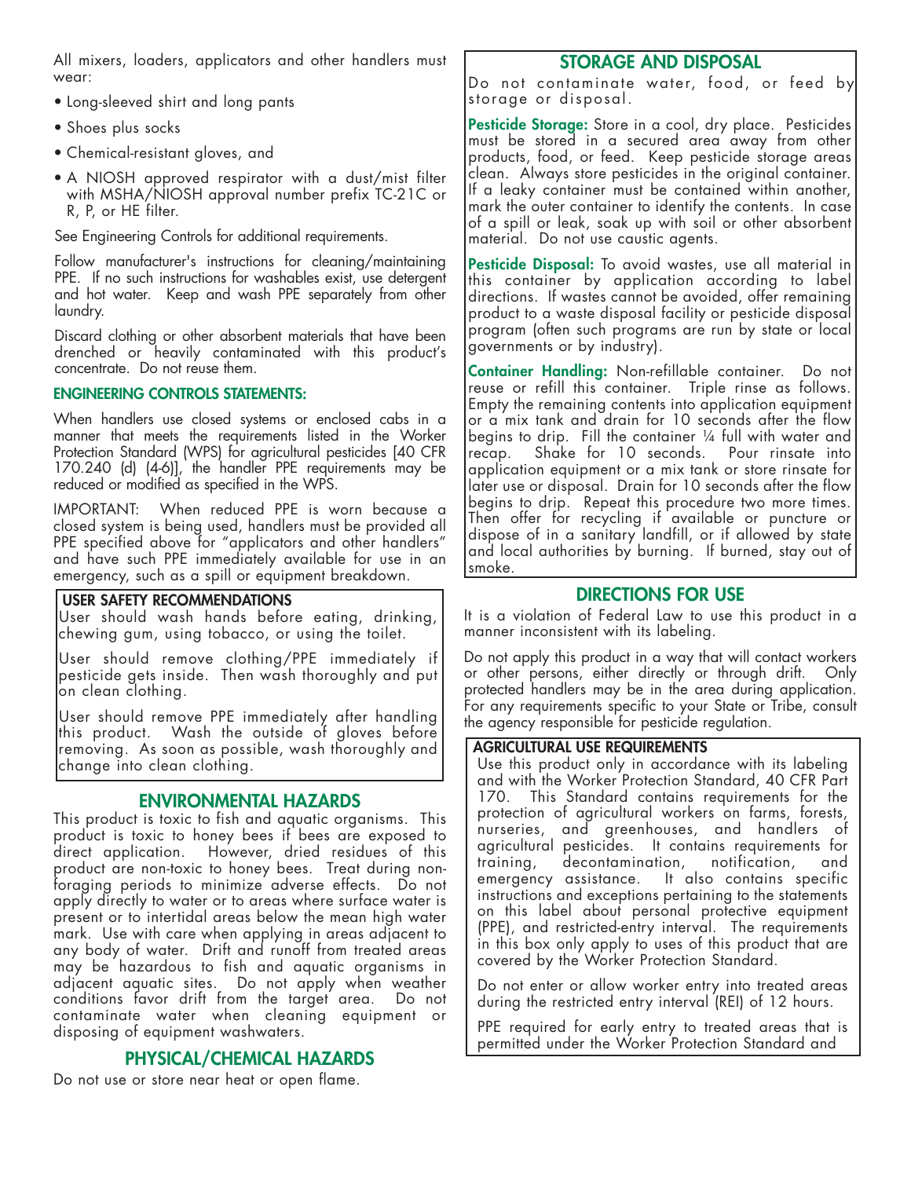All mixers, loaders, applicators and other handlers must wear:

- Long-sleeved shirt and long pants
- Shoes plus socks
- Chemical-resistant gloves, and
- A NIOSH approved respirator with a dust/mist filter with MSHA/NIOSH approval number prefix TC-21C or R, P, or HE filter.

See Engineering Controls for additional requirements.

Follow manufacturer's instructions for cleaning/maintaining PPE. If no such instructions for washables exist, use detergent and hot water. Keep and wash PPE separately from other laundry.

Discard clothing or other absorbent materials that have been drenched or heavily contaminated with this product's concentrate. Do not reuse them.

### ENGINEERING CONTROLS STATEMENTS:

When handlers use closed systems or enclosed cabs in a manner that meets the requirements listed in the Worker Protection Standard (WPS) for agricultural pesticides [40 CFR 170.240 (d) (4-6)], the handler PPE requirements may be reduced or modified as specified in the WPS.

IMPORTANT: When reduced PPE is worn because a closed system is being used, handlers must be provided all PPE specified above for "applicators and other handlers" and have such PPE immediately available for use in an emergency, such as a spill or equipment breakdown.

### USER SAFETY RECOMMENDATIONS

User should wash hands before eating, drinking, chewing gum, using tobacco, or using the toilet.

User should remove clothing/PPE immediately if pesticide gets inside. Then wash thoroughly and put on clean clothing.

User should remove PPE immediately after handling this product. Wash the outside of gloves before removing. As soon as possible, wash thoroughly and change into clean clothing.

## ENVIRONMENTAL HAZARDS

This product is toxic to fish and aquatic organisms. This product is toxic to honey bees if bees are exposed to direct application. However, dried residues of this product are non-toxic to honey bees. Treat during non-foraging periods to minimize adverse effects. Do not apply directly to water or to areas where surface water is present or to intertidal areas below the mean high water mark. Use with care when applying in areas adjacent to any body of water. Drift and runoff from treated areas may be hazardous to fish and aquatic organisms in adjacent aquatic sites. Do not apply when weather conditions favor drift from the target area. Do not contaminate water when cleaning equipment or disposing of equipment washwaters.

## PHYSICAL/CHEMICAL HAZARDS

Do not use or store near heat or open flame.

## STORAGE AND DISPOSAL

Do not contaminate water, food, or feed by storage or disposal.

**Pesticide Storage:** Store in a cool, dry place. Pesticides must be stored in a secured area away from other products, food, or feed. Keep pesticide storage areas clean. Always store pesticides in the original container. If a leaky container must be contained within another, mark the outer container to identify the contents. In case of a spill or leak, soak up with soil or other absorbent material. Do not use caustic agents.

**Pesticide Disposal:** To avoid wastes, use all material in this container by application according to label directions. If wastes cannot be avoided, offer remaining product to a waste disposal facility or pesticide disposal program (often such programs are run by state or local governments or by industry).

**Container Handling:** Non-refillable container. Do not reuse or refill this container. Triple rinse as follows. Empty the remaining contents into application equipment or a mix tank and drain for 10 seconds after the flow begins to drip. Fill the container ¼ full with water and recap. Shake for 10 seconds. Pour rinsate into application equipment or a mix tank or store rinsate for later use or disposal. Drain for 10 seconds after the flow begins to drip. Repeat this procedure two more times. Then offer for recycling if available or puncture or dispose of in a sanitary landfill, or if allowed by state and local authorities by burning. If burned, stay out of smoke.

## DIRECTIONS FOR USE

It is a violation of Federal Law to use this product in a manner inconsistent with its labeling.

Do not apply this product in a way that will contact workers or other persons, either directly or through drift. Only protected handlers may be in the area during application. For any requirements specific to your State or Tribe, consult the agency responsible for pesticide regulation.

### AGRICULTURAL USE REQUIREMENTS

Use this product only in accordance with its labeling and with the Worker Protection Standard, 40 CFR Part 170. This Standard contains requirements for the protection of agricultural workers on farms, forests, nurseries, and greenhouses, and handlers of agricultural pesticides. It contains requirements for training, decontamination, notification, and emergency assistance. It also contains specific instructions and exceptions pertaining to the statements on this label about personal protective equipment (PPE), and restricted-entry interval. The requirements in this box only apply to uses of this product that are covered by the Worker Protection Standard.

Do not enter or allow worker entry into treated areas during the restricted entry interval (REI) of 12 hours.

PPE required for early entry to treated areas that is permitted under the Worker Protection Standard and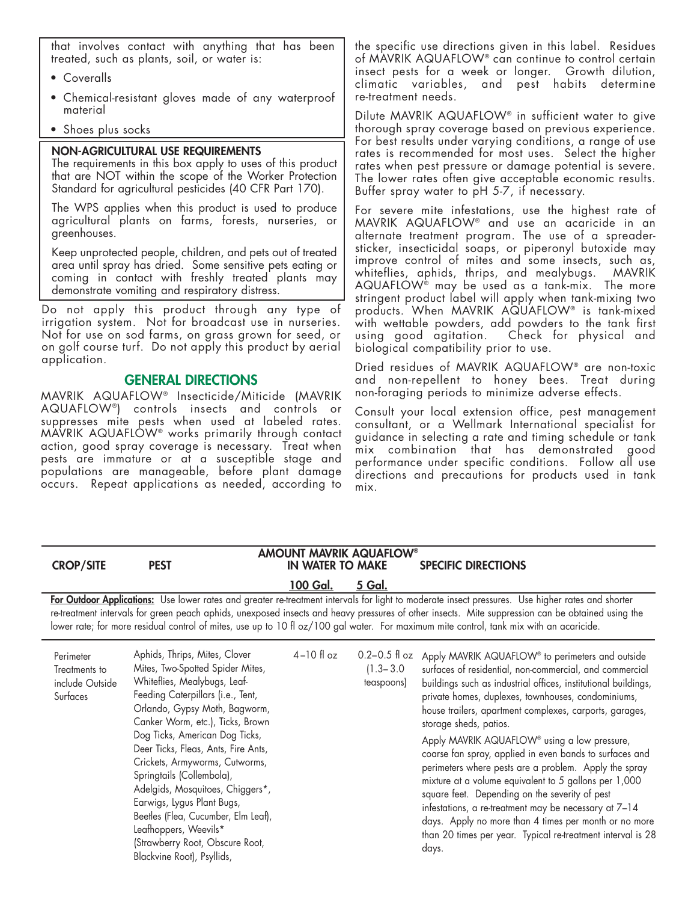that involves contact with anything that has been treated, such as plants, soil, or water is:

- Coveralls
- Chemical-resistant gloves made of any waterproof material
- Shoes plus socks

**NON-AGRICULTURAL USE REQUIREMENTS**

The requirements in this box apply to uses of this product that are NOT within the scope of the Worker Protection Standard for agricultural pesticides (40 CFR Part 170).

The WPS applies when this product is used to produce agricultural plants on farms, forests, nurseries, or greenhouses.

Keep unprotected people, children, and pets out of treated area until spray has dried. Some sensitive pets eating or coming in contact with freshly treated plants may demonstrate vomiting and respiratory distress.

Do not apply this product through any type of irrigation system. Not for broadcast use in nurseries. Not for use on sod farms, on grass grown for seed, or on golf course turf. Do not apply this product by aerial application.

## GENERAL DIRECTIONS

MAVRIK AQUAFLOW® Insecticide/Miticide (MAVRIK AQUAFLOW®) controls insects and controls or suppresses mite pests when used at labeled rates. MAVRIK AQUAFLOW® works primarily through contact action, good spray coverage is necessary. Treat when pests are immature or at a susceptible stage and populations are manageable, before plant damage occurs. Repeat applications as needed, according to the specific use directions given in this label. Residues of MAVRIK AQUAFLOW® can continue to control certain insect pests for a week or longer. Growth dilution, climatic variables, and pest habits determine re-treatment needs.

Dilute MAVRIK AQUAFLOW® in sufficient water to give thorough spray coverage based on previous experience. For best results under varying conditions, a range of use rates is recommended for most uses. Select the higher rates when pest pressure or damage potential is severe. The lower rates often give acceptable economic results. Buffer spray water to pH 5-7, if necessary.

For severe mite infestations, use the highest rate of MAVRIK AQUAFLOW® and use an acaricide in an alternate treatment program. The use of a spreader-sticker, insecticidal soaps, or piperonyl butoxide may improve control of mites and some insects, such as, whiteflies, aphids, thrips, and mealybugs. MAVRIK AQUAFLOW® may be used as a tank-mix. The more stringent product label will apply when tank-mixing two products. When MAVRIK AQUAFLOW® is tank-mixed with wettable powders, add powders to the tank first using good agitation. Check for physical and biological compatibility prior to use.

Dried residues of MAVRIK AQUAFLOW® are non-toxic and non-repellent to honey bees. Treat during non-foraging periods to minimize adverse effects.

Consult your local extension office, pest management consultant, or a Wellmark International specialist for guidance in selecting a rate and timing schedule or tank mix combination that has demonstrated good performance under specific conditions. Follow all use directions and precautions for products used in tank mix.

| CROP/SITE | PEST | AMOUNT MAVRIK AQUAFLOW® IN WATER TO MAKE | | SPECIFIC DIRECTIONS |
|---|---|---|---|---|
| | | 100 Gal. | 5 Gal. | |
| **For Outdoor Applications:** Use lower rates and greater re-treatment intervals for light to moderate insect pressures. Use higher rates and shorter re-treatment intervals for green peach aphids, unexposed insects and heavy pressures of other insects. Mite suppression can be obtained using the lower rate; for more residual control of mites, use up to 10 fl oz/100 gal water. For maximum mite control, tank mix with an acaricide. | | | | |
| Perimeter Treatments to include Outside Surfaces | Aphids, Thrips, Mites, Clover Mites, Two-Spotted Spider Mites, Whiteflies, Mealybugs, Leaf-Feeding Caterpillars (i.e., Tent, Orlando, Gypsy Moth, Bagworm, Canker Worm, etc.), Ticks, Brown Dog Ticks, American Dog Ticks, Deer Ticks, Fleas, Ants, Fire Ants, Crickets, Armyworms, Cutworms, Springtails (Collembola), Adelgids, Mosquitoes, Chiggers*, Earwigs, Lygus Plant Bugs, Beetles (Flea, Cucumber, Elm Leaf), Leafhoppers, Weevils* (Strawberry Root, Obscure Root, Blackvine Root), Psyllids, | 4–10 fl oz | 0.2–0.5 fl oz (1.3–3.0 teaspoons) | Apply MAVRIK AQUAFLOW® to perimeters and outside surfaces of residential, non-commercial, and commercial buildings such as industrial offices, institutional buildings, private homes, duplexes, townhouses, condominiums, house trailers, apartment complexes, carports, garages, storage sheds, patios.<br><br>Apply MAVRIK AQUAFLOW® using a low pressure, coarse fan spray, applied in even bands to surfaces and perimeters where pests are a problem. Apply the spray mixture at a volume equivalent to 5 gallons per 1,000 square feet. Depending on the severity of pest infestations, a re-treatment may be necessary at 7–14 days. Apply no more than 4 times per month or no more than 20 times per year. Typical re-treatment interval is 28 days. |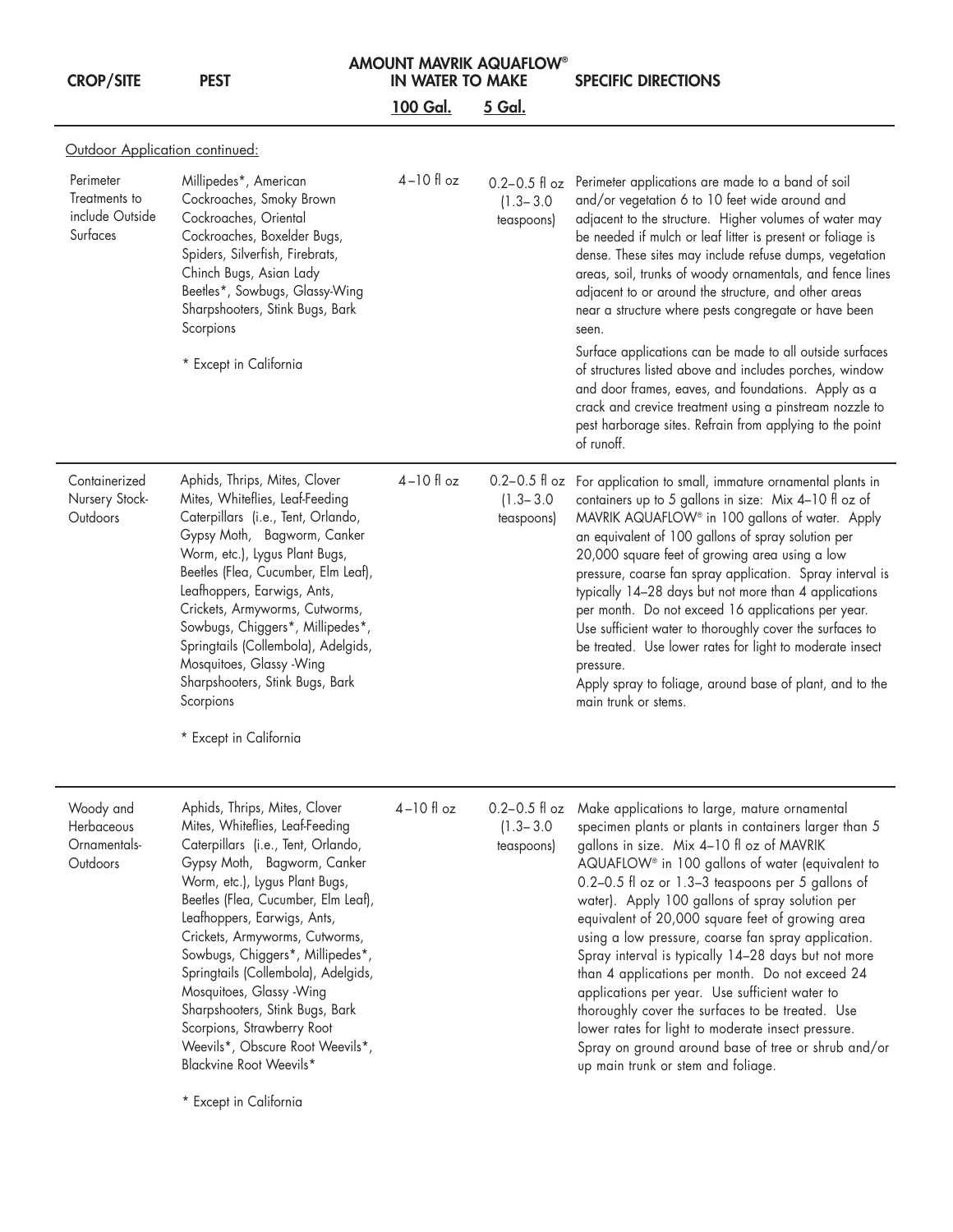| CROP/SITE | PEST | AMOUNT MAVRIK AQUAFLOW® IN WATER TO MAKE 100 Gal. | 5 Gal. | SPECIFIC DIRECTIONS |
|---|---|---|---|---|
| Outdoor Application continued: | | | | |
| Perimeter Treatments to include Outside Surfaces | Millipedes*, American Cockroaches, Smoky Brown Cockroaches, Oriental Cockroaches, Boxelder Bugs, Spiders, Silverfish, Firebrats, Chinch Bugs, Asian Lady Beetles*, Sowbugs, Glassy-Wing Sharpshooters, Stink Bugs, Bark Scorpions<br><br>* Except in California | 4–10 fl oz | 0.2–0.5 fl oz (1.3–3.0 teaspoons) | Perimeter applications are made to a band of soil and/or vegetation 6 to 10 feet wide around and adjacent to the structure. Higher volumes of water may be needed if mulch or leaf litter is present or foliage is dense. These sites may include refuse dumps, vegetation areas, soil, trunks of woody ornamentals, and fence lines adjacent to or around the structure, and other areas near a structure where pests congregate or have been seen.<br><br>Surface applications can be made to all outside surfaces of structures listed above and includes porches, window and door frames, eaves, and foundations. Apply as a crack and crevice treatment using a pinstream nozzle to pest harborage sites. Refrain from applying to the point of runoff. |
| Containerized Nursery Stock-Outdoors | Aphids, Thrips, Mites, Clover Mites, Whiteflies, Leaf-Feeding Caterpillars (i.e., Tent, Orlando, Gypsy Moth, Bagworm, Canker Worm, etc.), Lygus Plant Bugs, Beetles (Flea, Cucumber, Elm Leaf), Leafhoppers, Earwigs, Ants, Crickets, Armyworms, Cutworms, Sowbugs, Chiggers*, Millipedes*, Springtails (Collembola), Adelgids, Mosquitoes, Glassy -Wing Sharpshooters, Stink Bugs, Bark Scorpions<br><br>* Except in California | 4–10 fl oz | 0.2–0.5 fl oz (1.3–3.0 teaspoons) | For application to small, immature ornamental plants in containers up to 5 gallons in size: Mix 4–10 fl oz of MAVRIK AQUAFLOW® in 100 gallons of water. Apply an equivalent of 100 gallons of spray solution per 20,000 square feet of growing area using a low pressure, coarse fan spray application. Spray interval is typically 14–28 days but not more than 4 applications per month. Do not exceed 16 applications per year. Use sufficient water to thoroughly cover the surfaces to be treated. Use lower rates for light to moderate insect pressure.<br>Apply spray to foliage, around base of plant, and to the main trunk or stems. |
| Woody and Herbaceous Ornamentals-Outdoors | Aphids, Thrips, Mites, Clover Mites, Whiteflies, Leaf-Feeding Caterpillars (i.e., Tent, Orlando, Gypsy Moth, Bagworm, Canker Worm, etc.), Lygus Plant Bugs, Beetles (Flea, Cucumber, Elm Leaf), Leafhoppers, Earwigs, Ants, Crickets, Armyworms, Cutworms, Sowbugs, Chiggers*, Millipedes*, Springtails (Collembola), Adelgids, Mosquitoes, Glassy -Wing Sharpshooters, Stink Bugs, Bark Scorpions, Strawberry Root Weevils*, Obscure Root Weevils*, Blackvine Root Weevils*<br><br>* Except in California | 4–10 fl oz | 0.2–0.5 fl oz (1.3–3.0 teaspoons) | Make applications to large, mature ornamental specimen plants or plants in containers larger than 5 gallons in size. Mix 4–10 fl oz of MAVRIK AQUAFLOW® in 100 gallons of water (equivalent to 0.2–0.5 fl oz or 1.3–3 teaspoons per 5 gallons of water). Apply 100 gallons of spray solution per equivalent of 20,000 square feet of growing area using a low pressure, coarse fan spray application. Spray interval is typically 14–28 days but not more than 4 applications per month. Do not exceed 24 applications per year. Use sufficient water to thoroughly cover the surfaces to be treated. Use lower rates for light to moderate insect pressure. Spray on ground around base of tree or shrub and/or up main trunk or stem and foliage. |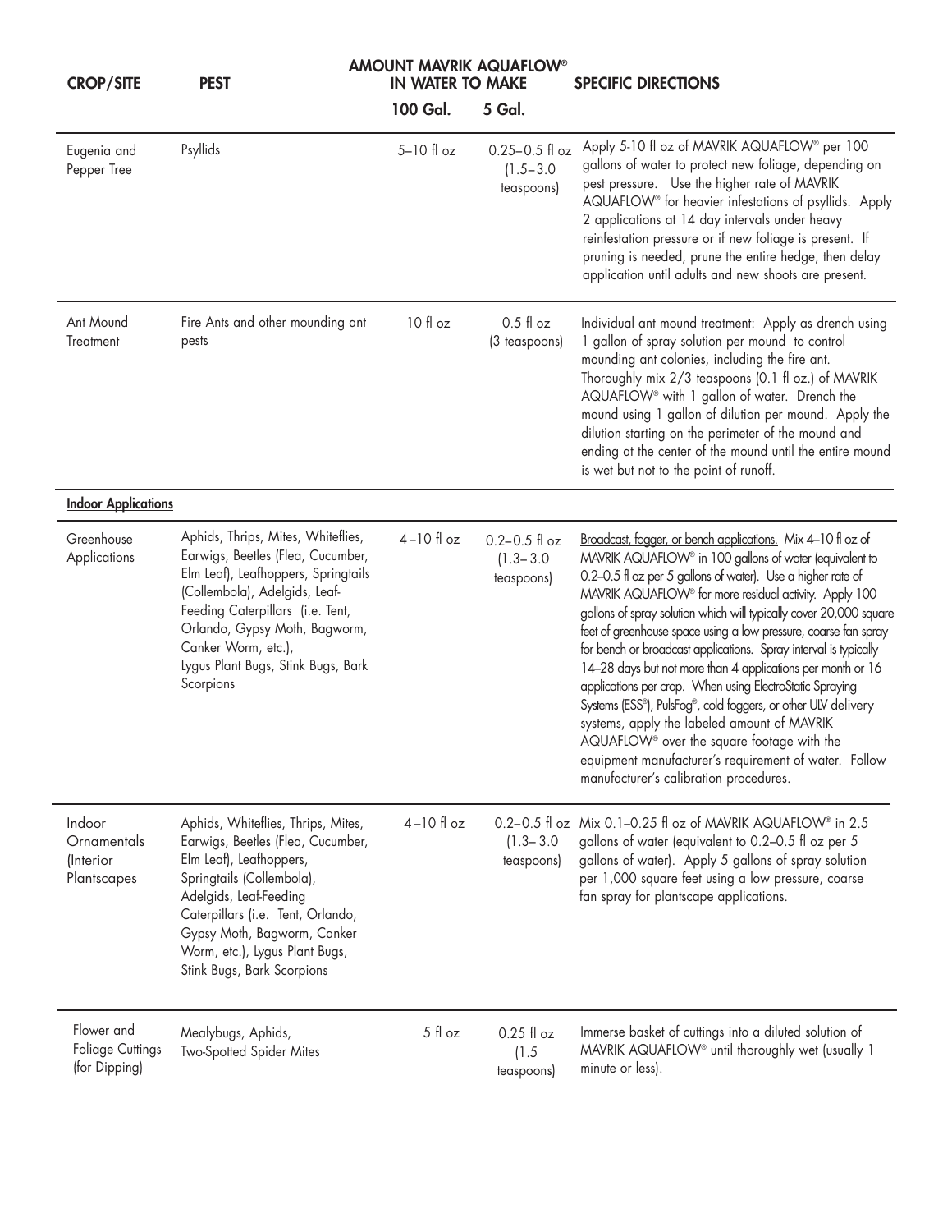| CROP/SITE | PEST | AMOUNT MAVRIK AQUAFLOW® IN WATER TO MAKE | | SPECIFIC DIRECTIONS |
|---|---|---|---|---|
| | | 100 Gal. | 5 Gal. | |
| Eugenia and Pepper Tree | Psyllids | 5–10 fl oz | 0.25–0.5 fl oz (1.5–3.0 teaspoons) | Apply 5-10 fl oz of MAVRIK AQUAFLOW® per 100 gallons of water to protect new foliage, depending on pest pressure. Use the higher rate of MAVRIK AQUAFLOW® for heavier infestations of psyllids. Apply 2 applications at 14 day intervals under heavy reinfestation pressure or if new foliage is present. If pruning is needed, prune the entire hedge, then delay application until adults and new shoots are present. |
| Ant Mound Treatment | Fire Ants and other mounding ant pests | 10 fl oz | 0.5 fl oz (3 teaspoons) | Individual ant mound treatment: Apply as drench using 1 gallon of spray solution per mound to control mounding ant colonies, including the fire ant. Thoroughly mix 2/3 teaspoons (0.1 fl oz.) of MAVRIK AQUAFLOW® with 1 gallon of water. Drench the mound using 1 gallon of dilution per mound. Apply the dilution starting on the perimeter of the mound and ending at the center of the mound until the entire mound is wet but not to the point of runoff. |
| **Indoor Applications** | | | | |
| Greenhouse Applications | Aphids, Thrips, Mites, Whiteflies, Earwigs, Beetles (Flea, Cucumber, Elm Leaf), Leafhoppers, Springtails (Collembola), Adelgids, Leaf-Feeding Caterpillars (i.e. Tent, Orlando, Gypsy Moth, Bagworm, Canker Worm, etc.), Lygus Plant Bugs, Stink Bugs, Bark Scorpions | 4–10 fl oz | 0.2–0.5 fl oz (1.3–3.0 teaspoons) | Broadcast, fogger, or bench applications. Mix 4–10 fl oz of MAVRIK AQUAFLOW® in 100 gallons of water (equivalent to 0.2–0.5 fl oz per 5 gallons of water). Use a higher rate of MAVRIK AQUAFLOW® for more residual activity. Apply 100 gallons of spray solution which will typically cover 20,000 square feet of greenhouse space using a low pressure, coarse fan spray for bench or broadcast applications. Spray interval is typically 14–28 days but not more than 4 applications per month or 16 applications per crop. When using ElectroStatic Spraying Systems (ESS®), PulsFog®, cold foggers, or other ULV delivery systems, apply the labeled amount of MAVRIK AQUAFLOW® over the square footage with the equipment manufacturer's requirement of water. Follow manufacturer's calibration procedures. |
| Indoor Ornamentals (Interior Plantscapes | Aphids, Whiteflies, Thrips, Mites, Earwigs, Beetles (Flea, Cucumber, Elm Leaf), Leafhoppers, Springtails (Collembola), Adelgids, Leaf-Feeding Caterpillars (i.e. Tent, Orlando, Gypsy Moth, Bagworm, Canker Worm, etc.), Lygus Plant Bugs, Stink Bugs, Bark Scorpions | 4–10 fl oz | 0.2–0.5 fl oz (1.3–3.0 teaspoons) | Mix 0.1–0.25 fl oz of MAVRIK AQUAFLOW® in 2.5 gallons of water (equivalent to 0.2–0.5 fl oz per 5 gallons of water). Apply 5 gallons of spray solution per 1,000 square feet using a low pressure, coarse fan spray for plantscape applications. |
| Flower and Foliage Cuttings (for Dipping) | Mealybugs, Aphids, Two-Spotted Spider Mites | 5 fl oz | 0.25 fl oz (1.5 teaspoons) | Immerse basket of cuttings into a diluted solution of MAVRIK AQUAFLOW® until thoroughly wet (usually 1 minute or less). |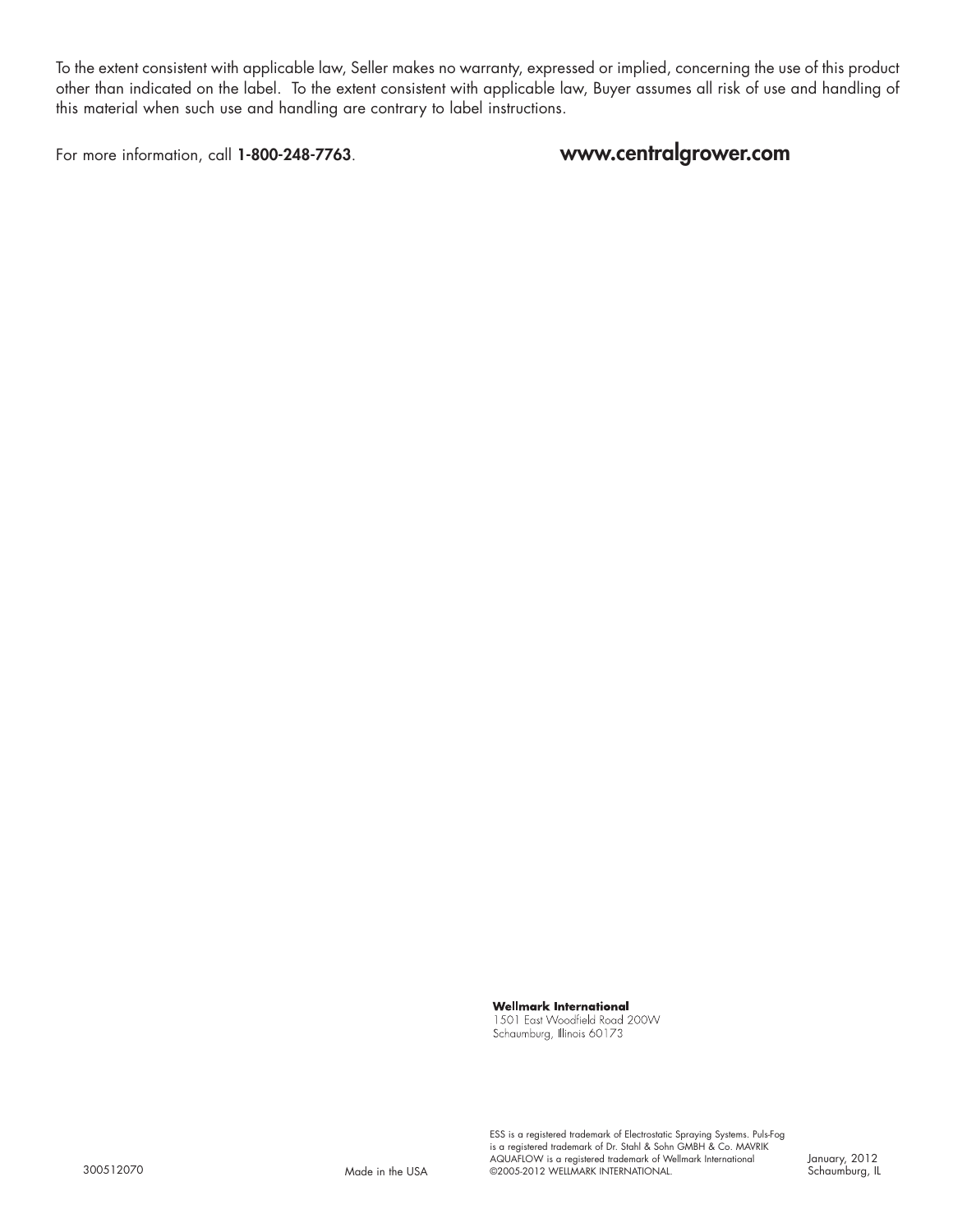To the extent consistent with applicable law, Seller makes no warranty, expressed or implied, concerning the use of this product other than indicated on the label. To the extent consistent with applicable law, Buyer assumes all risk of use and handling of this material when such use and handling are contrary to label instructions.

For more information, call **1-800-248-7763**.

**www.centralgrower.com**

**Wellmark International**
1501 East Woodfield Road 200W
Schaumburg, Illinois 60173

300512070

Made in the USA

ESS is a registered trademark of Electrostatic Spraying Systems. Puls-Fog is a registered trademark of Dr. Stahl & Sohn GMBH & Co. MAVRIK AQUAFLOW is a registered trademark of Wellmark International
©2005-2012 WELLMARK INTERNATIONAL.

January, 2012
Schaumburg, IL